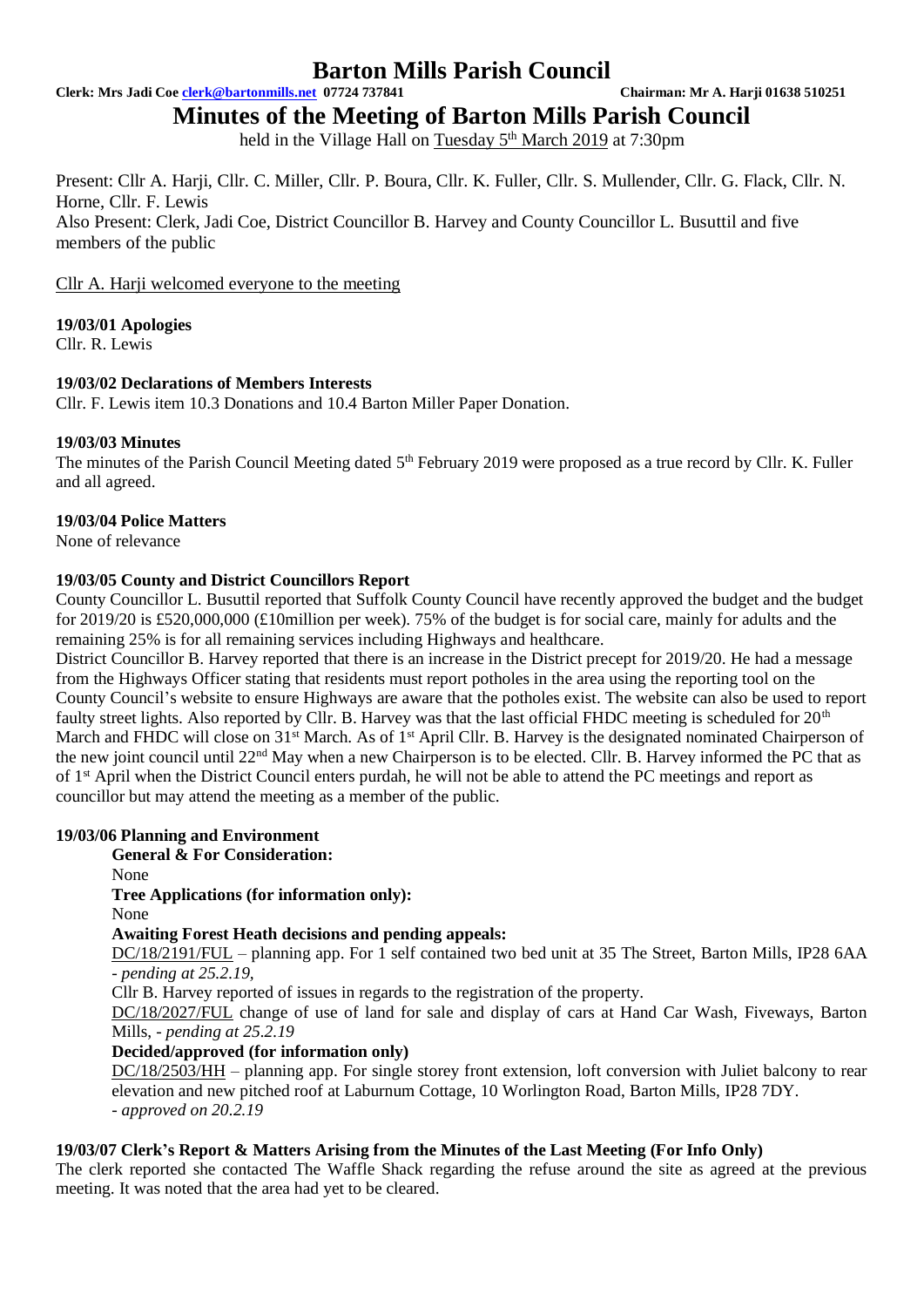# Barton Mills Parish Council

**Clerk: Mrs Jadi Coe clerk@bartonmills.net 07724 737841** **Chairman: Mr A. Harji 01638 510251**

## Minutes of the Meeting of Barton Mills Parish Council

held in the Village Hall on Tuesday 5th March 2019 at 7:30pm

Present: Cllr A. Harji, Cllr. C. Miller, Cllr. P. Boura, Cllr. K. Fuller, Cllr. S. Mullender, Cllr. G. Flack, Cllr. N. Horne, Cllr. F. Lewis

Also Present: Clerk, Jadi Coe, District Councillor B. Harvey and County Councillor L. Busuttil and five members of the public

Cllr A. Harji welcomed everyone to the meeting

**19/03/01 Apologies**

Cllr. R. Lewis

**19/03/02 Declarations of Members Interests**

Cllr. F. Lewis item 10.3 Donations and 10.4 Barton Miller Paper Donation.

**19/03/03 Minutes**

The minutes of the Parish Council Meeting dated 5th February 2019 were proposed as a true record by Cllr. K. Fuller and all agreed.

**19/03/04 Police Matters**

None of relevance

**19/03/05 County and District Councillors Report**

County Councillor L. Busuttil reported that Suffolk County Council have recently approved the budget and the budget for 2019/20 is £520,000,000 (£10million per week). 75% of the budget is for social care, mainly for adults and the remaining 25% is for all remaining services including Highways and healthcare.

District Councillor B. Harvey reported that there is an increase in the District precept for 2019/20. He had a message from the Highways Officer stating that residents must report potholes in the area using the reporting tool on the County Council's website to ensure Highways are aware that the potholes exist. The website can also be used to report faulty street lights. Also reported by Cllr. B. Harvey was that the last official FHDC meeting is scheduled for 20th March and FHDC will close on 31st March. As of 1st April Cllr. B. Harvey is the designated nominated Chairperson of the new joint council until 22nd May when a new Chairperson is to be elected. Cllr. B. Harvey informed the PC that as of 1st April when the District Council enters purdah, he will not be able to attend the PC meetings and report as councillor but may attend the meeting as a member of the public.

**19/03/06 Planning and Environment**

**General & For Consideration:**

None

**Tree Applications (for information only):**

None

**Awaiting Forest Heath decisions and pending appeals:**

DC/18/2191/FUL – planning app. For 1 self contained two bed unit at 35 The Street, Barton Mills, IP28 6AA - *pending at 25.2.19,*

Cllr B. Harvey reported of issues in regards to the registration of the property.

DC/18/2027/FUL change of use of land for sale and display of cars at Hand Car Wash, Fiveways, Barton Mills, - *pending at 25.2.19*

**Decided/approved (for information only)**

DC/18/2503/HH – planning app. For single storey front extension, loft conversion with Juliet balcony to rear elevation and new pitched roof at Laburnum Cottage, 10 Worlington Road, Barton Mills, IP28 7DY. - *approved on 20.2.19*

**19/03/07 Clerk's Report & Matters Arising from the Minutes of the Last Meeting (For Info Only)**

The clerk reported she contacted The Waffle Shack regarding the refuse around the site as agreed at the previous meeting. It was noted that the area had yet to be cleared.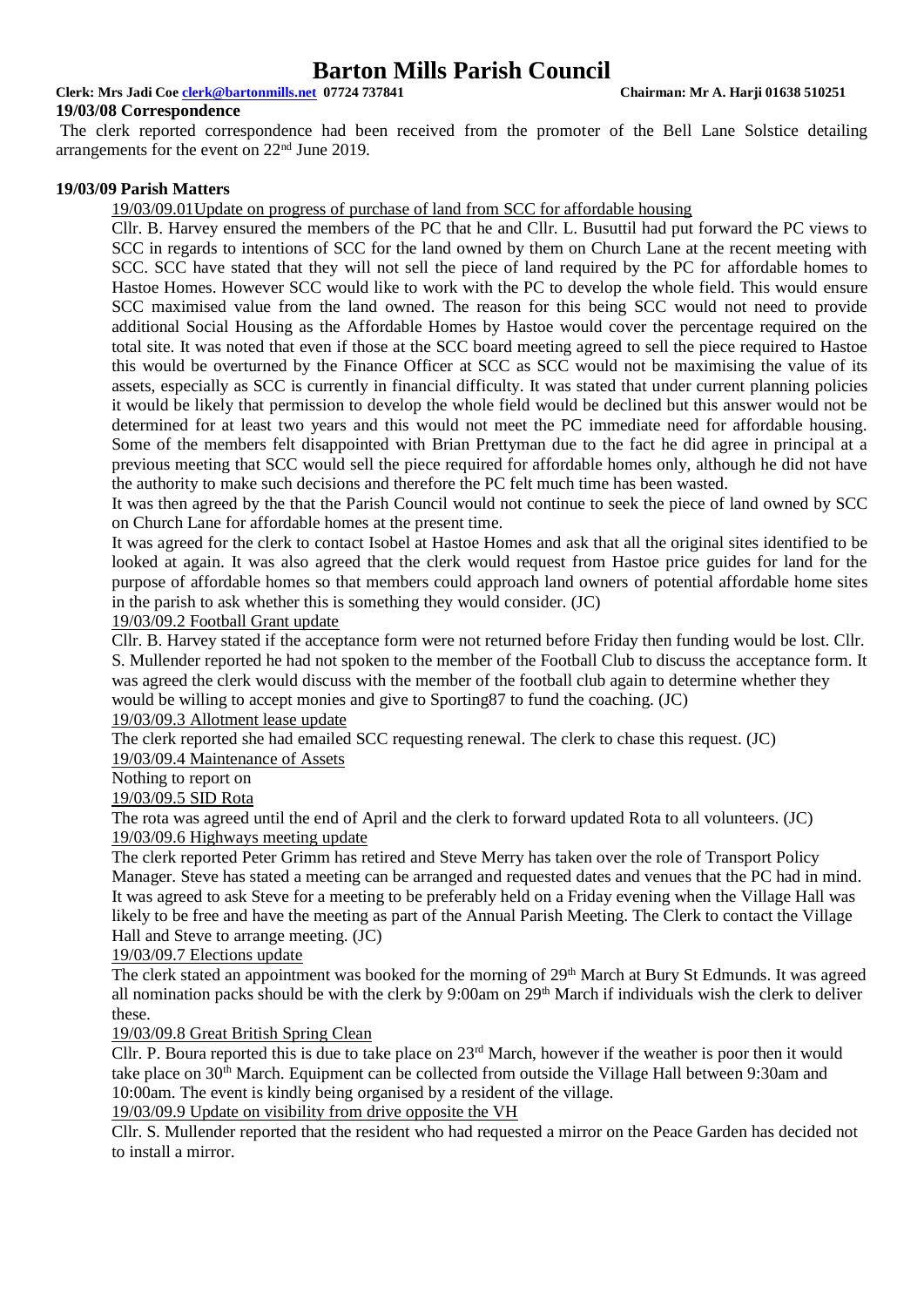# Barton Mills Parish Council

**Clerk: Mrs Jadi Coe clerk@bartonmills.net 07724 737841 Chairman: Mr A. Harji 01638 510251**

**19/03/08 Correspondence**

The clerk reported correspondence had been received from the promoter of the Bell Lane Solstice detailing arrangements for the event on 22nd June 2019.

**19/03/09 Parish Matters**

19/03/09.01Update on progress of purchase of land from SCC for affordable housing

Cllr. B. Harvey ensured the members of the PC that he and Cllr. L. Busuttil had put forward the PC views to SCC in regards to intentions of SCC for the land owned by them on Church Lane at the recent meeting with SCC. SCC have stated that they will not sell the piece of land required by the PC for affordable homes to Hastoe Homes. However SCC would like to work with the PC to develop the whole field. This would ensure SCC maximised value from the land owned. The reason for this being SCC would not need to provide additional Social Housing as the Affordable Homes by Hastoe would cover the percentage required on the total site. It was noted that even if those at the SCC board meeting agreed to sell the piece required to Hastoe this would be overturned by the Finance Officer at SCC as SCC would not be maximising the value of its assets, especially as SCC is currently in financial difficulty. It was stated that under current planning policies it would be likely that permission to develop the whole field would be declined but this answer would not be determined for at least two years and this would not meet the PC immediate need for affordable housing. Some of the members felt disappointed with Brian Prettyman due to the fact he did agree in principal at a previous meeting that SCC would sell the piece required for affordable homes only, although he did not have the authority to make such decisions and therefore the PC felt much time has been wasted.

It was then agreed by the that the Parish Council would not continue to seek the piece of land owned by SCC on Church Lane for affordable homes at the present time.

It was agreed for the clerk to contact Isobel at Hastoe Homes and ask that all the original sites identified to be looked at again. It was also agreed that the clerk would request from Hastoe price guides for land for the purpose of affordable homes so that members could approach land owners of potential affordable home sites in the parish to ask whether this is something they would consider. (JC)

19/03/09.2 Football Grant update

Cllr. B. Harvey stated if the acceptance form were not returned before Friday then funding would be lost. Cllr. S. Mullender reported he had not spoken to the member of the Football Club to discuss the acceptance form. It was agreed the clerk would discuss with the member of the football club again to determine whether they would be willing to accept monies and give to Sporting87 to fund the coaching. (JC)

19/03/09.3 Allotment lease update

The clerk reported she had emailed SCC requesting renewal. The clerk to chase this request. (JC)

19/03/09.4 Maintenance of Assets

Nothing to report on

19/03/09.5 SID Rota

The rota was agreed until the end of April and the clerk to forward updated Rota to all volunteers. (JC)

19/03/09.6 Highways meeting update

The clerk reported Peter Grimm has retired and Steve Merry has taken over the role of Transport Policy Manager. Steve has stated a meeting can be arranged and requested dates and venues that the PC had in mind. It was agreed to ask Steve for a meeting to be preferably held on a Friday evening when the Village Hall was likely to be free and have the meeting as part of the Annual Parish Meeting. The Clerk to contact the Village Hall and Steve to arrange meeting. (JC)

19/03/09.7 Elections update

The clerk stated an appointment was booked for the morning of 29th March at Bury St Edmunds. It was agreed all nomination packs should be with the clerk by 9:00am on 29th March if individuals wish the clerk to deliver these.

19/03/09.8 Great British Spring Clean

Cllr. P. Boura reported this is due to take place on 23rd March, however if the weather is poor then it would take place on 30th March. Equipment can be collected from outside the Village Hall between 9:30am and 10:00am. The event is kindly being organised by a resident of the village.

19/03/09.9 Update on visibility from drive opposite the VH

Cllr. S. Mullender reported that the resident who had requested a mirror on the Peace Garden has decided not to install a mirror.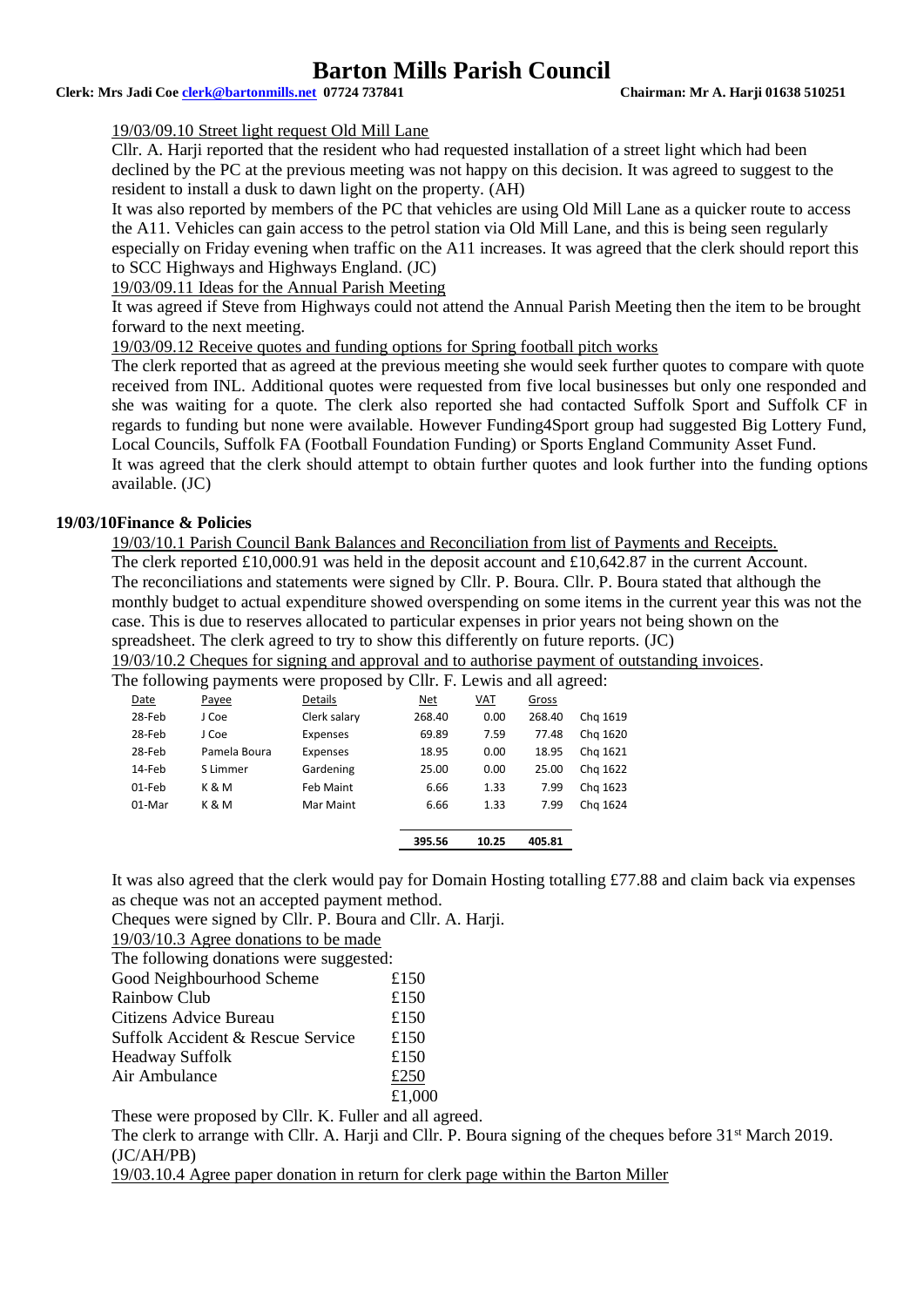19/03/09.10 Street light request Old Mill Lane

Cllr. A. Harji reported that the resident who had requested installation of a street light which had been declined by the PC at the previous meeting was not happy on this decision. It was agreed to suggest to the resident to install a dusk to dawn light on the property. (AH)

It was also reported by members of the PC that vehicles are using Old Mill Lane as a quicker route to access the A11. Vehicles can gain access to the petrol station via Old Mill Lane, and this is being seen regularly especially on Friday evening when traffic on the A11 increases. It was agreed that the clerk should report this to SCC Highways and Highways England. (JC)

19/03/09.11 Ideas for the Annual Parish Meeting

It was agreed if Steve from Highways could not attend the Annual Parish Meeting then the item to be brought forward to the next meeting.

19/03/09.12 Receive quotes and funding options for Spring football pitch works

The clerk reported that as agreed at the previous meeting she would seek further quotes to compare with quote received from INL. Additional quotes were requested from five local businesses but only one responded and she was waiting for a quote. The clerk also reported she had contacted Suffolk Sport and Suffolk CF in regards to funding but none were available. However Funding4Sport group had suggested Big Lottery Fund, Local Councils, Suffolk FA (Football Foundation Funding) or Sports England Community Asset Fund.

It was agreed that the clerk should attempt to obtain further quotes and look further into the funding options available. (JC)

**19/03/10Finance & Policies**

19/03/10.1 Parish Council Bank Balances and Reconciliation from list of Payments and Receipts.

The clerk reported £10,000.91 was held in the deposit account and £10,642.87 in the current Account.

The reconciliations and statements were signed by Cllr. P. Boura. Cllr. P. Boura stated that although the monthly budget to actual expenditure showed overspending on some items in the current year this was not the case. This is due to reserves allocated to particular expenses in prior years not being shown on the spreadsheet. The clerk agreed to try to show this differently on future reports. (JC)

19/03/10.2 Cheques for signing and approval and to authorise payment of outstanding invoices.

The following payments were proposed by Cllr. F. Lewis and all agreed:

| Date | Payee | Details | Net | VAT | Gross | |
|---|---|---|---|---|---|---|
| 28-Feb | J Coe | Clerk salary | 268.40 | 0.00 | 268.40 | Chq 1619 |
| 28-Feb | J Coe | Expenses | 69.89 | 7.59 | 77.48 | Chq 1620 |
| 28-Feb | Pamela Boura | Expenses | 18.95 | 0.00 | 18.95 | Chq 1621 |
| 14-Feb | S Limmer | Gardening | 25.00 | 0.00 | 25.00 | Chq 1622 |
| 01-Feb | K & M | Feb Maint | 6.66 | 1.33 | 7.99 | Chq 1623 |
| 01-Mar | K & M | Mar Maint | 6.66 | 1.33 | 7.99 | Chq 1624 |
| | | | **395.56** | **10.25** | **405.81** | |

It was also agreed that the clerk would pay for Domain Hosting totalling £77.88 and claim back via expenses as cheque was not an accepted payment method.

Cheques were signed by Cllr. P. Boura and Cllr. A. Harji.

19/03/10.3 Agree donations to be made

The following donations were suggested:

| | |
|---|---|
| Good Neighbourhood Scheme | £150 |
| Rainbow Club | £150 |
| Citizens Advice Bureau | £150 |
| Suffolk Accident & Rescue Service | £150 |
| Headway Suffolk | £150 |
| Air Ambulance | £250 |
| | £1,000 |

These were proposed by Cllr. K. Fuller and all agreed.

The clerk to arrange with Cllr. A. Harji and Cllr. P. Boura signing of the cheques before 31st March 2019. (JC/AH/PB)

19/03.10.4 Agree paper donation in return for clerk page within the Barton Miller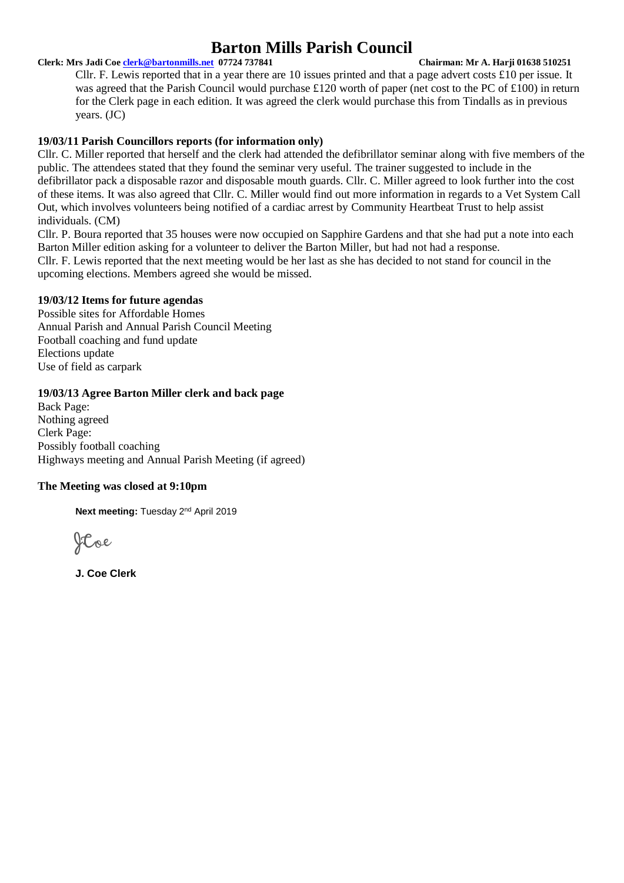Cllr. F. Lewis reported that in a year there are 10 issues printed and that a page advert costs £10 per issue. It was agreed that the Parish Council would purchase £120 worth of paper (net cost to the PC of £100) in return for the Clerk page in each edition. It was agreed the clerk would purchase this from Tindalls as in previous years. (JC)

**19/03/11 Parish Councillors reports (for information only)**

Cllr. C. Miller reported that herself and the clerk had attended the defibrillator seminar along with five members of the public. The attendees stated that they found the seminar very useful. The trainer suggested to include in the defibrillator pack a disposable razor and disposable mouth guards. Cllr. C. Miller agreed to look further into the cost of these items. It was also agreed that Cllr. C. Miller would find out more information in regards to a Vet System Call Out, which involves volunteers being notified of a cardiac arrest by Community Heartbeat Trust to help assist individuals. (CM)

Cllr. P. Boura reported that 35 houses were now occupied on Sapphire Gardens and that she had put a note into each Barton Miller edition asking for a volunteer to deliver the Barton Miller, but had not had a response.

Cllr. F. Lewis reported that the next meeting would be her last as she has decided to not stand for council in the upcoming elections. Members agreed she would be missed.

**19/03/12 Items for future agendas**

Possible sites for Affordable Homes
Annual Parish and Annual Parish Council Meeting
Football coaching and fund update
Elections update
Use of field as carpark

**19/03/13 Agree Barton Miller clerk and back page**

Back Page:
Nothing agreed
Clerk Page:
Possibly football coaching
Highways meeting and Annual Parish Meeting (if agreed)

**The Meeting was closed at 9:10pm**

**Next meeting:** Tuesday 2nd April 2019

JCoe

**J. Coe Clerk**